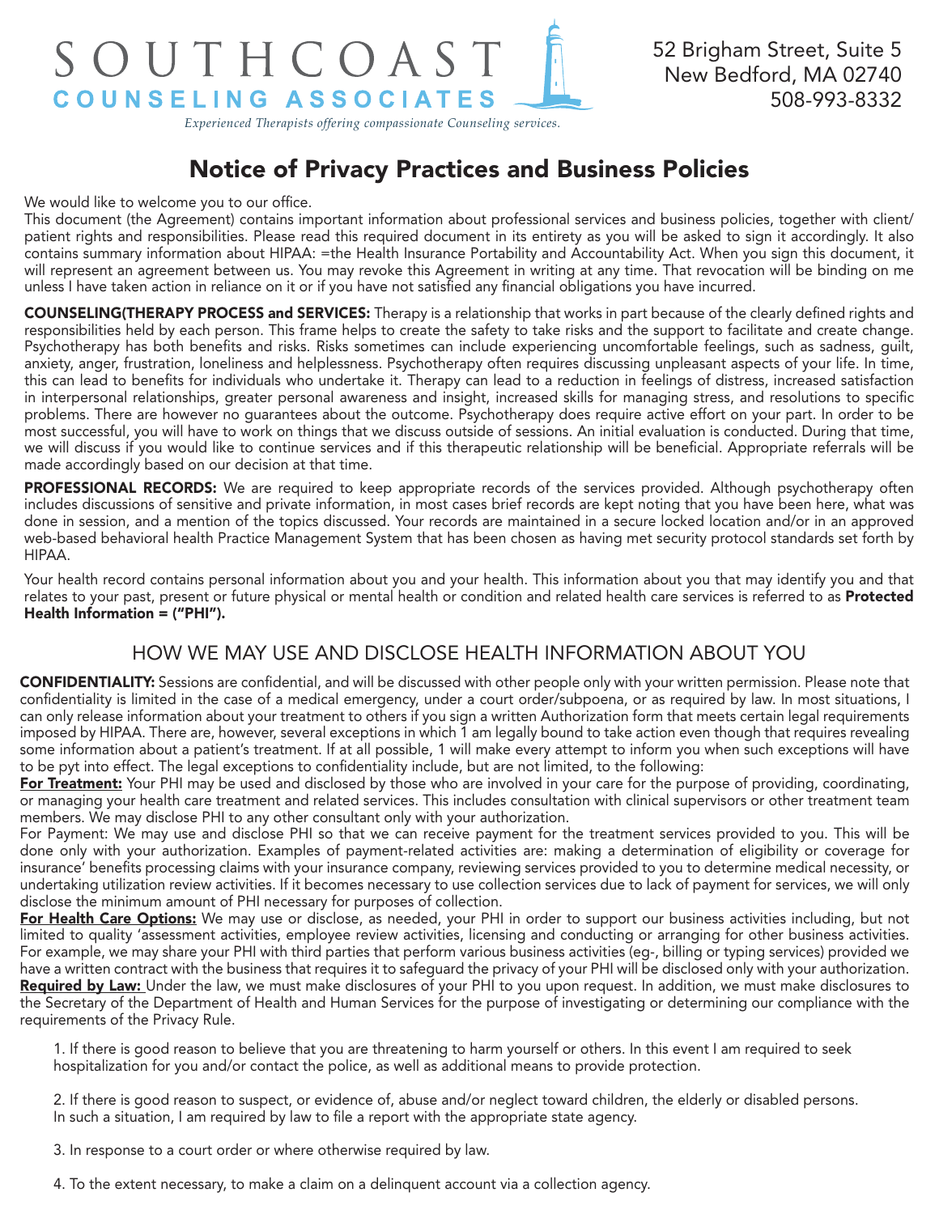# SOUTHCOAST COUNSELING ASSOCIATES

*Experienced Therapists offering compassionate Counseling services.*

52 Brigham Street, Suite 5
New Bedford, MA 02740
508-993-8332

## Notice of Privacy Practices and Business Policies

We would like to welcome you to our office.

This document (the Agreement) contains important information about professional services and business policies, together with client/ patient rights and responsibilities. Please read this required document in its entirety as you will be asked to sign it accordingly. It also contains summary information about HIPAA: =the Health Insurance Portability and Accountability Act. When you sign this document, it will represent an agreement between us. You may revoke this Agreement in writing at any time. That revocation will be binding on me unless I have taken action in reliance on it or if you have not satisfied any financial obligations you have incurred.

**COUNSELING(THERAPY PROCESS and SERVICES:** Therapy is a relationship that works in part because of the clearly defined rights and responsibilities held by each person. This frame helps to create the safety to take risks and the support to facilitate and create change. Psychotherapy has both benefits and risks. Risks sometimes can include experiencing uncomfortable feelings, such as sadness, guilt, anxiety, anger, frustration, loneliness and helplessness. Psychotherapy often requires discussing unpleasant aspects of your life. In time, this can lead to benefits for individuals who undertake it. Therapy can lead to a reduction in feelings of distress, increased satisfaction in interpersonal relationships, greater personal awareness and insight, increased skills for managing stress, and resolutions to specific problems. There are however no guarantees about the outcome. Psychotherapy does require active effort on your part. In order to be most successful, you will have to work on things that we discuss outside of sessions. An initial evaluation is conducted. During that time, we will discuss if you would like to continue services and if this therapeutic relationship will be beneficial. Appropriate referrals will be made accordingly based on our decision at that time.

**PROFESSIONAL RECORDS:** We are required to keep appropriate records of the services provided. Although psychotherapy often includes discussions of sensitive and private information, in most cases brief records are kept noting that you have been here, what was done in session, and a mention of the topics discussed. Your records are maintained in a secure locked location and/or in an approved web-based behavioral health Practice Management System that has been chosen as having met security protocol standards set forth by HIPAA.

Your health record contains personal information about you and your health. This information about you that may identify you and that relates to your past, present or future physical or mental health or condition and related health care services is referred to as **Protected Health Information = ("PHI").**

### HOW WE MAY USE AND DISCLOSE HEALTH INFORMATION ABOUT YOU

**CONFIDENTIALITY:** Sessions are confidential, and will be discussed with other people only with your written permission. Please note that confidentiality is limited in the case of a medical emergency, under a court order/subpoena, or as required by law. In most situations, I can only release information about your treatment to others if you sign a written Authorization form that meets certain legal requirements imposed by HIPAA. There are, however, several exceptions in which 1 am legally bound to take action even though that requires revealing some information about a patient's treatment. If at all possible, 1 will make every attempt to inform you when such exceptions will have to be pyt into effect. The legal exceptions to confidentiality include, but are not limited, to the following:

**<u>For Treatment:</u>** Your PHI may be used and disclosed by those who are involved in your care for the purpose of providing, coordinating, or managing your health care treatment and related services. This includes consultation with clinical supervisors or other treatment team members. We may disclose PHI to any other consultant only with your authorization.

For Payment: We may use and disclose PHI so that we can receive payment for the treatment services provided to you. This will be done only with your authorization. Examples of payment-related activities are: making a determination of eligibility or coverage for insurance' benefits processing claims with your insurance company, reviewing services provided to you to determine medical necessity, or undertaking utilization review activities. If it becomes necessary to use collection services due to lack of payment for services, we will only disclose the minimum amount of PHI necessary for purposes of collection.

**<u>For Health Care Options:</u>** We may use or disclose, as needed, your PHI in order to support our business activities including, but not limited to quality 'assessment activities, employee review activities, licensing and conducting or arranging for other business activities. For example, we may share your PHI with third parties that perform various business activities (eg-, billing or typing services) provided we have a written contract with the business that requires it to safeguard the privacy of your PHI will be disclosed only with your authorization.

**<u>Required by Law:</u>** Under the law, we must make disclosures of your PHI to you upon request. In addition, we must make disclosures to the Secretary of the Department of Health and Human Services for the purpose of investigating or determining our compliance with the requirements of the Privacy Rule.

1. If there is good reason to believe that you are threatening to harm yourself or others. In this event I am required to seek hospitalization for you and/or contact the police, as well as additional means to provide protection.

2. If there is good reason to suspect, or evidence of, abuse and/or neglect toward children, the elderly or disabled persons. In such a situation, I am required by law to file a report with the appropriate state agency.

3. In response to a court order or where otherwise required by law.

4. To the extent necessary, to make a claim on a delinquent account via a collection agency.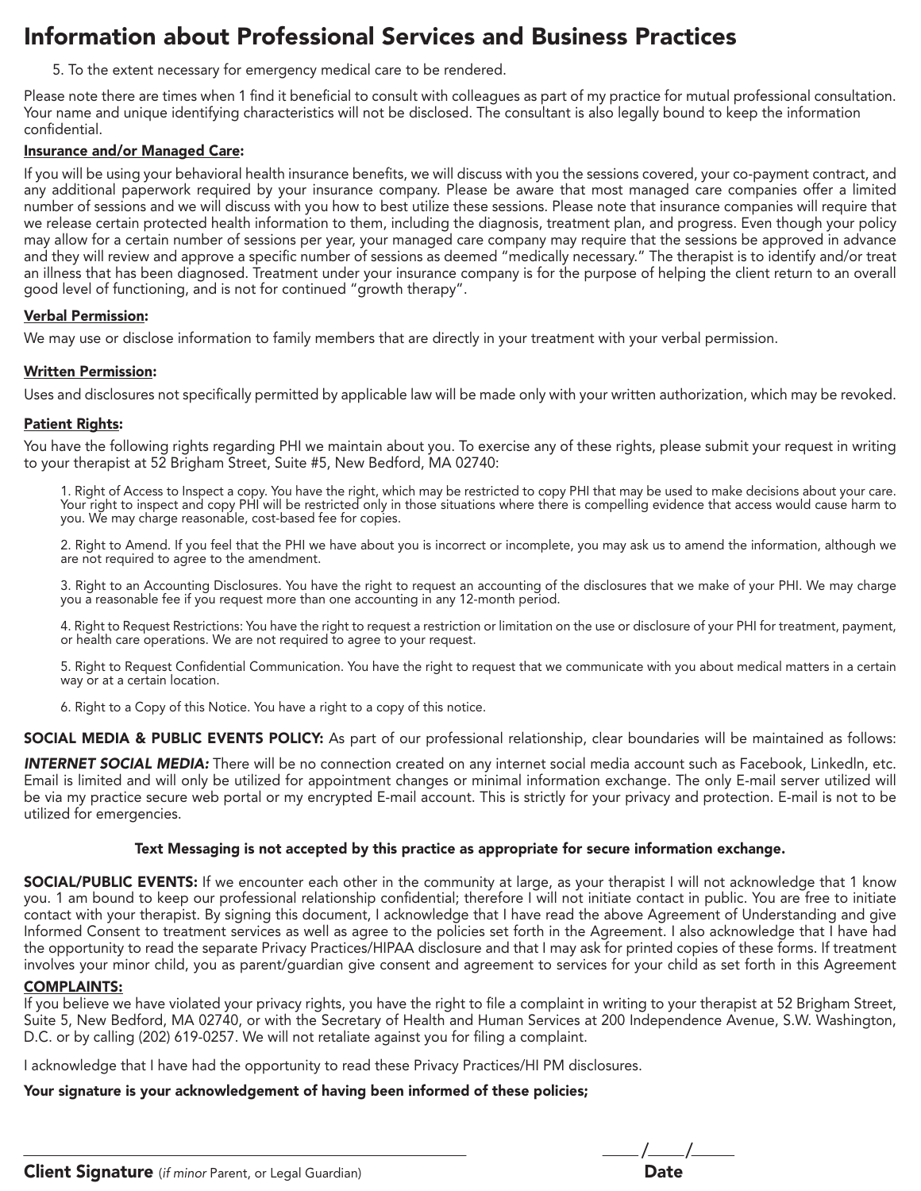# Information about Professional Services and Business Practices

5. To the extent necessary for emergency medical care to be rendered.

Please note there are times when 1 find it beneficial to consult with colleagues as part of my practice for mutual professional consultation. Your name and unique identifying characteristics will not be disclosed. The consultant is also legally bound to keep the information confidential.

**Insurance and/or Managed Care:**

If you will be using your behavioral health insurance benefits, we will discuss with you the sessions covered, your co-payment contract, and any additional paperwork required by your insurance company. Please be aware that most managed care companies offer a limited number of sessions and we will discuss with you how to best utilize these sessions. Please note that insurance companies will require that we release certain protected health information to them, including the diagnosis, treatment plan, and progress. Even though your policy may allow for a certain number of sessions per year, your managed care company may require that the sessions be approved in advance and they will review and approve a specific number of sessions as deemed "medically necessary." The therapist is to identify and/or treat an illness that has been diagnosed. Treatment under your insurance company is for the purpose of helping the client return to an overall good level of functioning, and is not for continued "growth therapy".

**Verbal Permission:**

We may use or disclose information to family members that are directly in your treatment with your verbal permission.

**Written Permission:**

Uses and disclosures not specifically permitted by applicable law will be made only with your written authorization, which may be revoked.

**Patient Rights:**

You have the following rights regarding PHI we maintain about you. To exercise any of these rights, please submit your request in writing to your therapist at 52 Brigham Street, Suite #5, New Bedford, MA 02740:

1. Right of Access to Inspect a copy. You have the right, which may be restricted to copy PHI that may be used to make decisions about your care. Your right to inspect and copy PHI will be restricted only in those situations where there is compelling evidence that access would cause harm to you. We may charge reasonable, cost-based fee for copies.

2. Right to Amend. If you feel that the PHI we have about you is incorrect or incomplete, you may ask us to amend the information, although we are not required to agree to the amendment.

3. Right to an Accounting Disclosures. You have the right to request an accounting of the disclosures that we make of your PHI. We may charge you a reasonable fee if you request more than one accounting in any 12-month period.

4. Right to Request Restrictions: You have the right to request a restriction or limitation on the use or disclosure of your PHI for treatment, payment, or health care operations. We are not required to agree to your request.

5. Right to Request Confidential Communication. You have the right to request that we communicate with you about medical matters in a certain way or at a certain location.

6. Right to a Copy of this Notice. You have a right to a copy of this notice.

**SOCIAL MEDIA & PUBLIC EVENTS POLICY:** As part of our professional relationship, clear boundaries will be maintained as follows:

***INTERNET SOCIAL MEDIA:*** There will be no connection created on any internet social media account such as Facebook, Linkedln, etc. Email is limited and will only be utilized for appointment changes or minimal information exchange. The only E-mail server utilized will be via my practice secure web portal or my encrypted E-mail account. This is strictly for your privacy and protection. E-mail is not to be utilized for emergencies.

**Text Messaging is not accepted by this practice as appropriate for secure information exchange.**

**SOCIAL/PUBLIC EVENTS:** If we encounter each other in the community at large, as your therapist I will not acknowledge that 1 know you. 1 am bound to keep our professional relationship confidential; therefore I will not initiate contact in public. You are free to initiate contact with your therapist. By signing this document, I acknowledge that I have read the above Agreement of Understanding and give Informed Consent to treatment services as well as agree to the policies set forth in the Agreement. I also acknowledge that I have had the opportunity to read the separate Privacy Practices/HIPAA disclosure and that I may ask for printed copies of these forms. If treatment involves your minor child, you as parent/guardian give consent and agreement to services for your child as set forth in this Agreement

**COMPLAINTS:**

If you believe we have violated your privacy rights, you have the right to file a complaint in writing to your therapist at 52 Brigham Street, Suite 5, New Bedford, MA 02740, or with the Secretary of Health and Human Services at 200 Independence Avenue, S.W. Washington, D.C. or by calling (202) 619-0257. We will not retaliate against you for filing a complaint.

I acknowledge that I have had the opportunity to read these Privacy Practices/HI PM disclosures.

**Your signature is your acknowledgement of having been informed of these policies;**

_______________________________________________ &nbsp;&nbsp;&nbsp;&nbsp;&nbsp;&nbsp;&nbsp;&nbsp; _____/_____/_____

**Client Signature** (*if minor* Parent, or Legal Guardian) &nbsp;&nbsp;&nbsp;&nbsp;&nbsp;&nbsp;&nbsp;&nbsp; **Date**